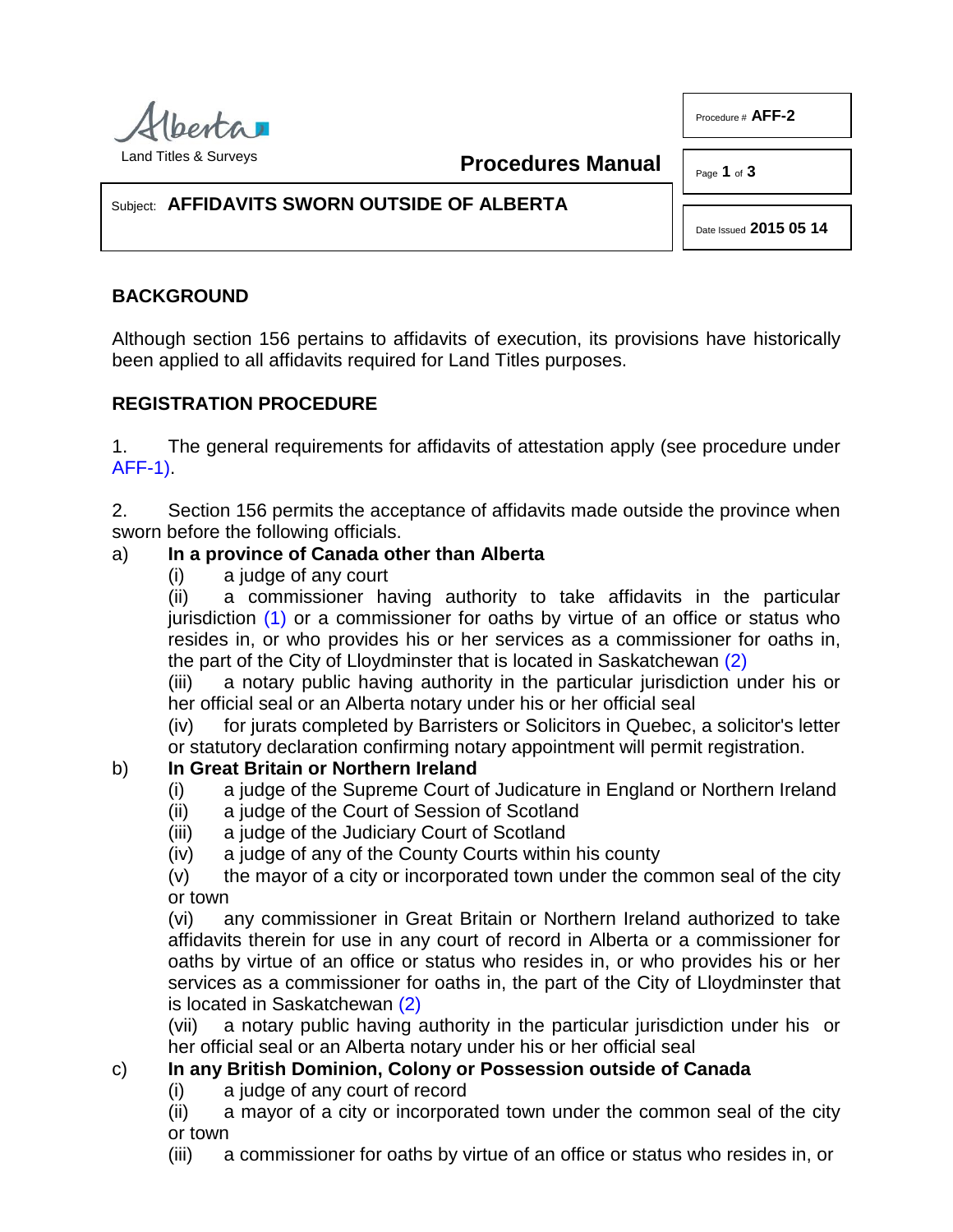Alberta
Land Titles & Surveys

**Procedures Manual**

Procedure # **AFF-2**

Subject: **AFFIDAVITS SWORN OUTSIDE OF ALBERTA**

Date Issued **2015 05 14**

## BACKGROUND

Although section 156 pertains to affidavits of execution, its provisions have historically been applied to all affidavits required for Land Titles purposes.

## REGISTRATION PROCEDURE

1. The general requirements for affidavits of attestation apply (see procedure under AFF-1).

2. Section 156 permits the acceptance of affidavits made outside the province when sworn before the following officials.

a) **In a province of Canada other than Alberta**
   - (i) a judge of any court
   - (ii) a commissioner having authority to take affidavits in the particular jurisdiction (1) or a commissioner for oaths by virtue of an office or status who resides in, or who provides his or her services as a commissioner for oaths in, the part of the City of Lloydminster that is located in Saskatchewan (2)
   - (iii) a notary public having authority in the particular jurisdiction under his or her official seal or an Alberta notary under his or her official seal
   - (iv) for jurats completed by Barristers or Solicitors in Quebec, a solicitor's letter or statutory declaration confirming notary appointment will permit registration.

b) **In Great Britain or Northern Ireland**
   - (i) a judge of the Supreme Court of Judicature in England or Northern Ireland
   - (ii) a judge of the Court of Session of Scotland
   - (iii) a judge of the Judiciary Court of Scotland
   - (iv) a judge of any of the County Courts within his county
   - (v) the mayor of a city or incorporated town under the common seal of the city or town
   - (vi) any commissioner in Great Britain or Northern Ireland authorized to take affidavits therein for use in any court of record in Alberta or a commissioner for oaths by virtue of an office or status who resides in, or who provides his or her services as a commissioner for oaths in, the part of the City of Lloydminster that is located in Saskatchewan (2)
   - (vii) a notary public having authority in the particular jurisdiction under his or her official seal or an Alberta notary under his or her official seal

c) **In any British Dominion, Colony or Possession outside of Canada**
   - (i) a judge of any court of record
   - (ii) a mayor of a city or incorporated town under the common seal of the city or town
   - (iii) a commissioner for oaths by virtue of an office or status who resides in, or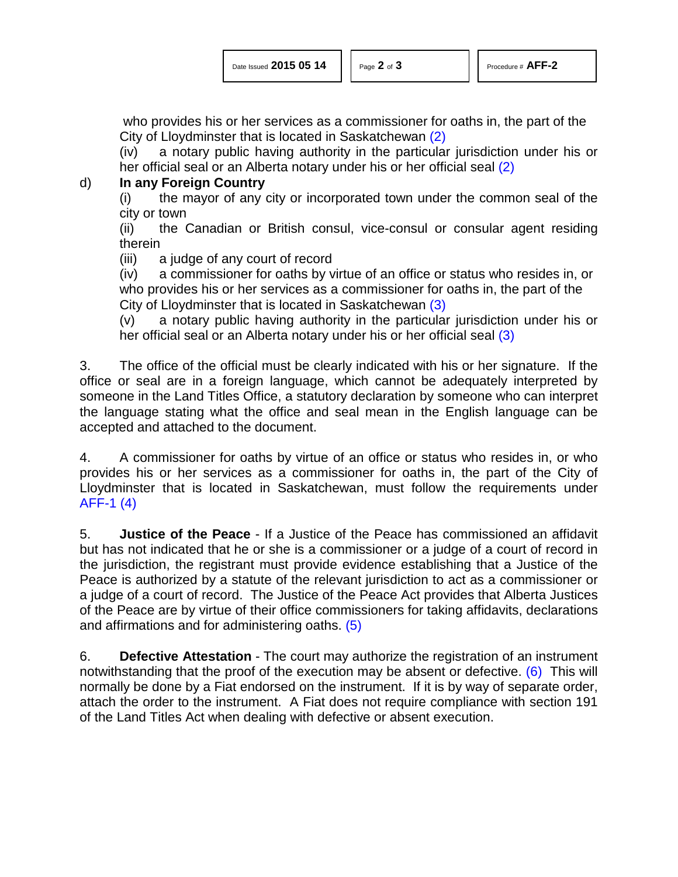who provides his or her services as a commissioner for oaths in, the part of the City of Lloydminster that is located in Saskatchewan (2)

(iv) a notary public having authority in the particular jurisdiction under his or her official seal or an Alberta notary under his or her official seal (2)

d) **In any Foreign Country**

(i) the mayor of any city or incorporated town under the common seal of the city or town

(ii) the Canadian or British consul, vice-consul or consular agent residing therein

(iii) a judge of any court of record

(iv) a commissioner for oaths by virtue of an office or status who resides in, or who provides his or her services as a commissioner for oaths in, the part of the City of Lloydminster that is located in Saskatchewan (3)

(v) a notary public having authority in the particular jurisdiction under his or her official seal or an Alberta notary under his or her official seal (3)

3. The office of the official must be clearly indicated with his or her signature. If the office or seal are in a foreign language, which cannot be adequately interpreted by someone in the Land Titles Office, a statutory declaration by someone who can interpret the language stating what the office and seal mean in the English language can be accepted and attached to the document.

4. A commissioner for oaths by virtue of an office or status who resides in, or who provides his or her services as a commissioner for oaths in, the part of the City of Lloydminster that is located in Saskatchewan, must follow the requirements under AFF-1 (4)

5. **Justice of the Peace** - If a Justice of the Peace has commissioned an affidavit but has not indicated that he or she is a commissioner or a judge of a court of record in the jurisdiction, the registrant must provide evidence establishing that a Justice of the Peace is authorized by a statute of the relevant jurisdiction to act as a commissioner or a judge of a court of record. The Justice of the Peace Act provides that Alberta Justices of the Peace are by virtue of their office commissioners for taking affidavits, declarations and affirmations and for administering oaths. (5)

6. **Defective Attestation** - The court may authorize the registration of an instrument notwithstanding that the proof of the execution may be absent or defective. (6) This will normally be done by a Fiat endorsed on the instrument. If it is by way of separate order, attach the order to the instrument. A Fiat does not require compliance with section 191 of the Land Titles Act when dealing with defective or absent execution.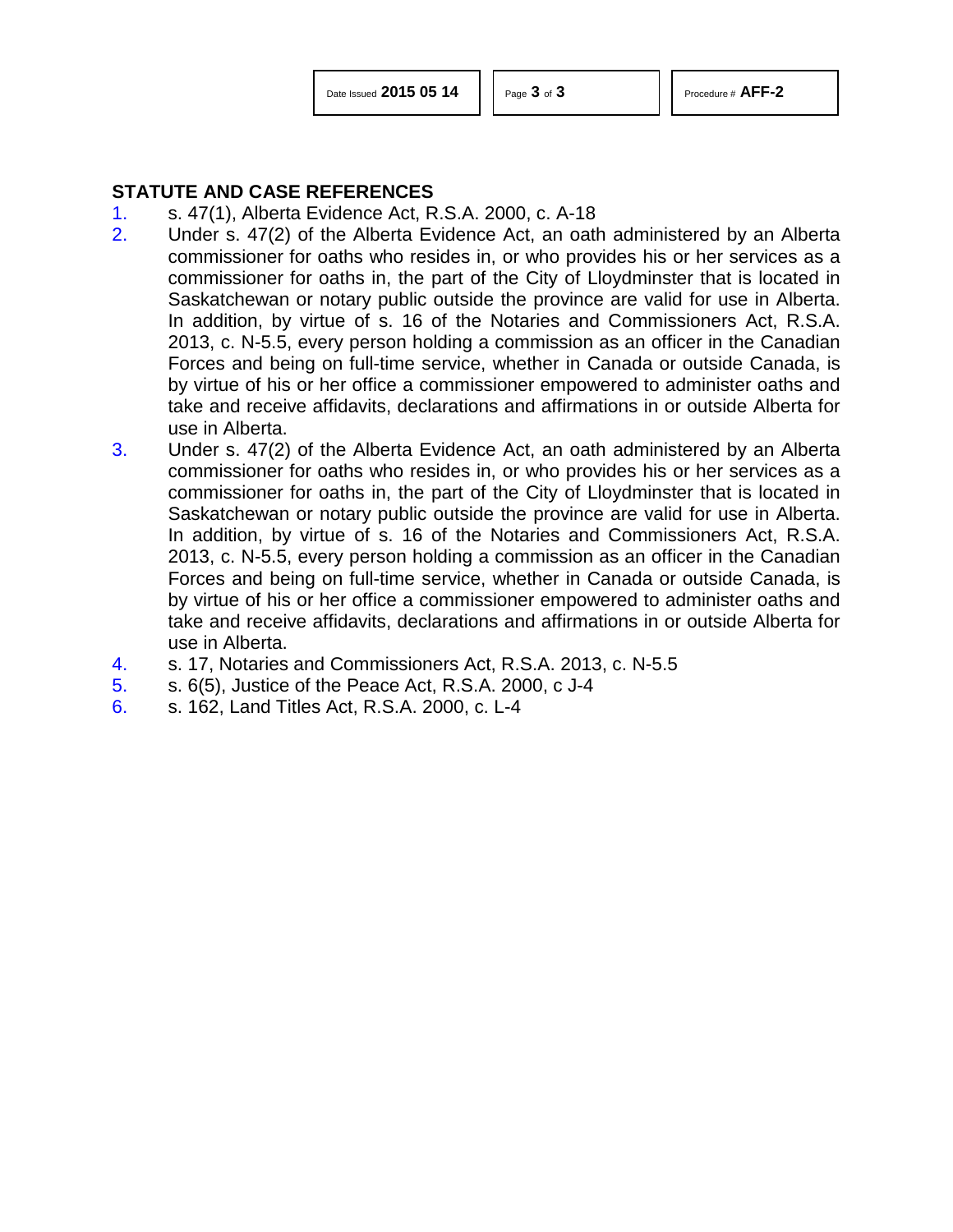## STATUTE AND CASE REFERENCES

1. s. 47(1), Alberta Evidence Act, R.S.A. 2000, c. A-18
2. Under s. 47(2) of the Alberta Evidence Act, an oath administered by an Alberta commissioner for oaths who resides in, or who provides his or her services as a commissioner for oaths in, the part of the City of Lloydminster that is located in Saskatchewan or notary public outside the province are valid for use in Alberta. In addition, by virtue of s. 16 of the Notaries and Commissioners Act, R.S.A. 2013, c. N-5.5, every person holding a commission as an officer in the Canadian Forces and being on full-time service, whether in Canada or outside Canada, is by virtue of his or her office a commissioner empowered to administer oaths and take and receive affidavits, declarations and affirmations in or outside Alberta for use in Alberta.
3. Under s. 47(2) of the Alberta Evidence Act, an oath administered by an Alberta commissioner for oaths who resides in, or who provides his or her services as a commissioner for oaths in, the part of the City of Lloydminster that is located in Saskatchewan or notary public outside the province are valid for use in Alberta. In addition, by virtue of s. 16 of the Notaries and Commissioners Act, R.S.A. 2013, c. N-5.5, every person holding a commission as an officer in the Canadian Forces and being on full-time service, whether in Canada or outside Canada, is by virtue of his or her office a commissioner empowered to administer oaths and take and receive affidavits, declarations and affirmations in or outside Alberta for use in Alberta.
4. s. 17, Notaries and Commissioners Act, R.S.A. 2013, c. N-5.5
5. s. 6(5), Justice of the Peace Act, R.S.A. 2000, c J-4
6. s. 162, Land Titles Act, R.S.A. 2000, c. L-4